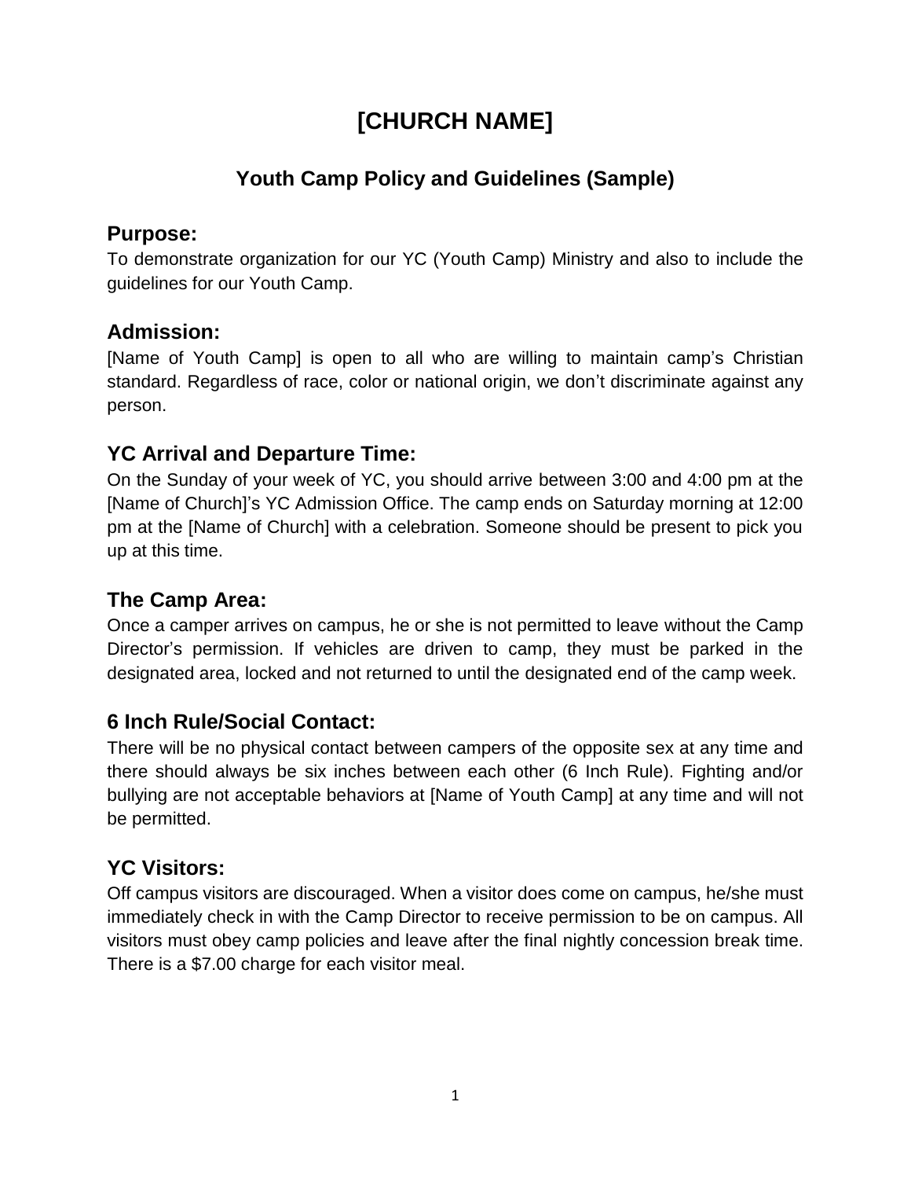# [CHURCH NAME]

## Youth Camp Policy and Guidelines (Sample)

### Purpose:

To demonstrate organization for our YC (Youth Camp) Ministry and also to include the guidelines for our Youth Camp.

### Admission:

[Name of Youth Camp] is open to all who are willing to maintain camp's Christian standard. Regardless of race, color or national origin, we don't discriminate against any person.

### YC Arrival and Departure Time:

On the Sunday of your week of YC, you should arrive between 3:00 and 4:00 pm at the [Name of Church]'s YC Admission Office. The camp ends on Saturday morning at 12:00 pm at the [Name of Church] with a celebration. Someone should be present to pick you up at this time.

### The Camp Area:

Once a camper arrives on campus, he or she is not permitted to leave without the Camp Director's permission. If vehicles are driven to camp, they must be parked in the designated area, locked and not returned to until the designated end of the camp week.

### 6 Inch Rule/Social Contact:

There will be no physical contact between campers of the opposite sex at any time and there should always be six inches between each other (6 Inch Rule). Fighting and/or bullying are not acceptable behaviors at [Name of Youth Camp] at any time and will not be permitted.

### YC Visitors:

Off campus visitors are discouraged. When a visitor does come on campus, he/she must immediately check in with the Camp Director to receive permission to be on campus. All visitors must obey camp policies and leave after the final nightly concession break time. There is a $7.00 charge for each visitor meal.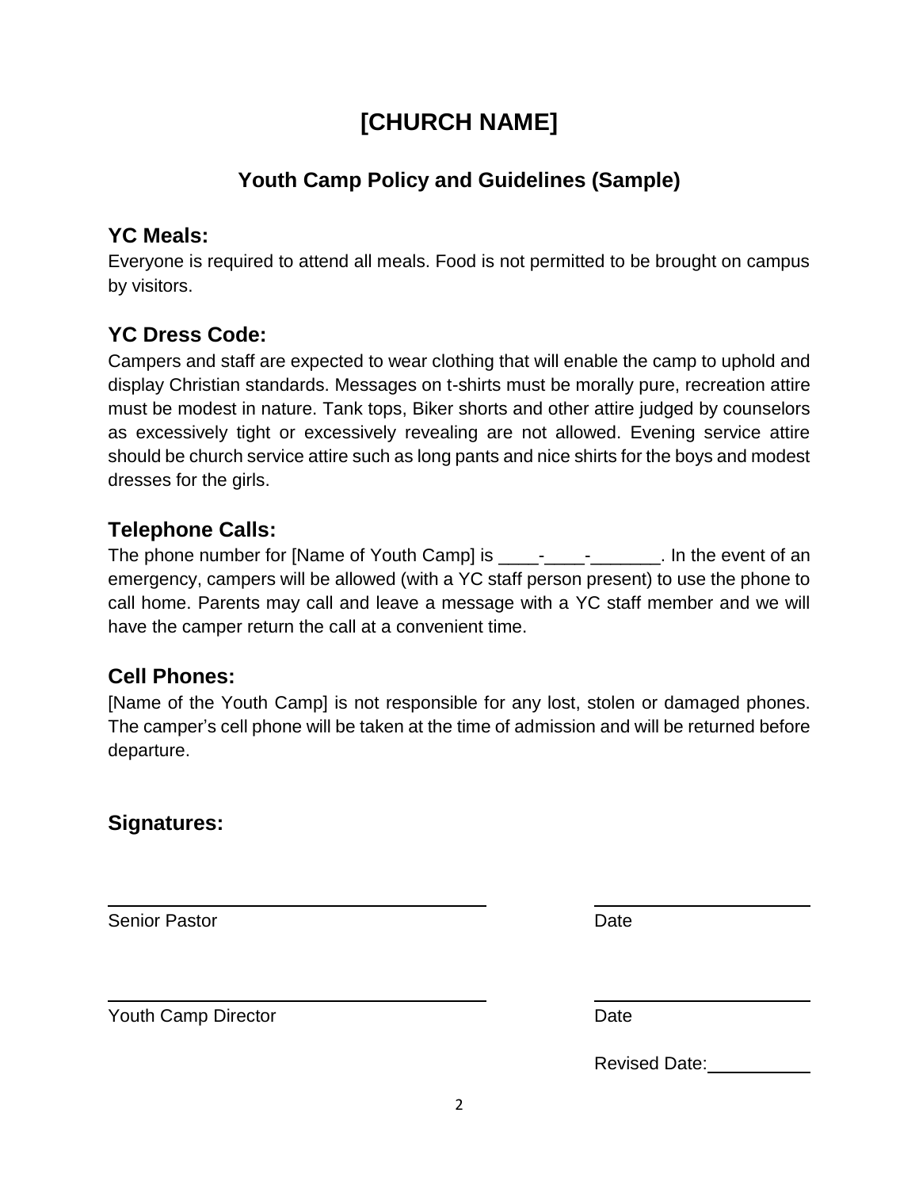# [CHURCH NAME]

## Youth Camp Policy and Guidelines (Sample)

### YC Meals:

Everyone is required to attend all meals. Food is not permitted to be brought on campus by visitors.

### YC Dress Code:

Campers and staff are expected to wear clothing that will enable the camp to uphold and display Christian standards. Messages on t-shirts must be morally pure, recreation attire must be modest in nature. Tank tops, Biker shorts and other attire judged by counselors as excessively tight or excessively revealing are not allowed. Evening service attire should be church service attire such as long pants and nice shirts for the boys and modest dresses for the girls.

### Telephone Calls:

The phone number for [Name of Youth Camp] is ____-____-_______. In the event of an emergency, campers will be allowed (with a YC staff person present) to use the phone to call home. Parents may call and leave a message with a YC staff member and we will have the camper return the call at a convenient time.

### Cell Phones:

[Name of the Youth Camp] is not responsible for any lost, stolen or damaged phones. The camper's cell phone will be taken at the time of admission and will be returned before departure.

### Signatures:

______________________________ ______________________

Senior Pastor Date

______________________________ ______________________

Youth Camp Director Date

Revised Date: __________